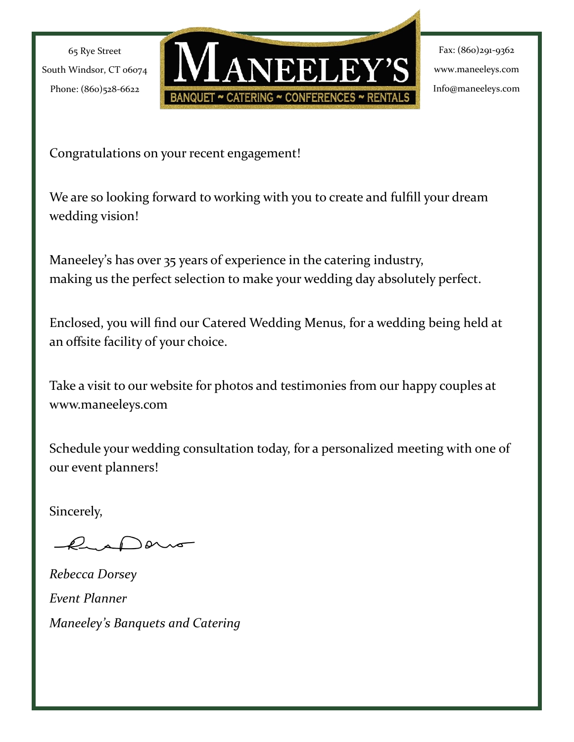65 Rye Street
South Windsor, CT 06074
Phone: (860)528-6622

# MANEELEY'S

BANQUET ~ CATERING ~ CONFERENCES ~ RENTALS

Fax: (860)291-9362
www.maneeleys.com
Info@maneeleys.com

Congratulations on your recent engagement!

We are so looking forward to working with you to create and fulfill your dream wedding vision!

Maneeley's has over 35 years of experience in the catering industry, making us the perfect selection to make your wedding day absolutely perfect.

Enclosed, you will find our Catered Wedding Menus, for a wedding being held at an offsite facility of your choice.

Take a visit to our website for photos and testimonies from our happy couples at www.maneeleys.com

Schedule your wedding consultation today, for a personalized meeting with one of our event planners!

Sincerely,

*Rebecca Dorsey*

*Event Planner*

*Maneeley's Banquets and Catering*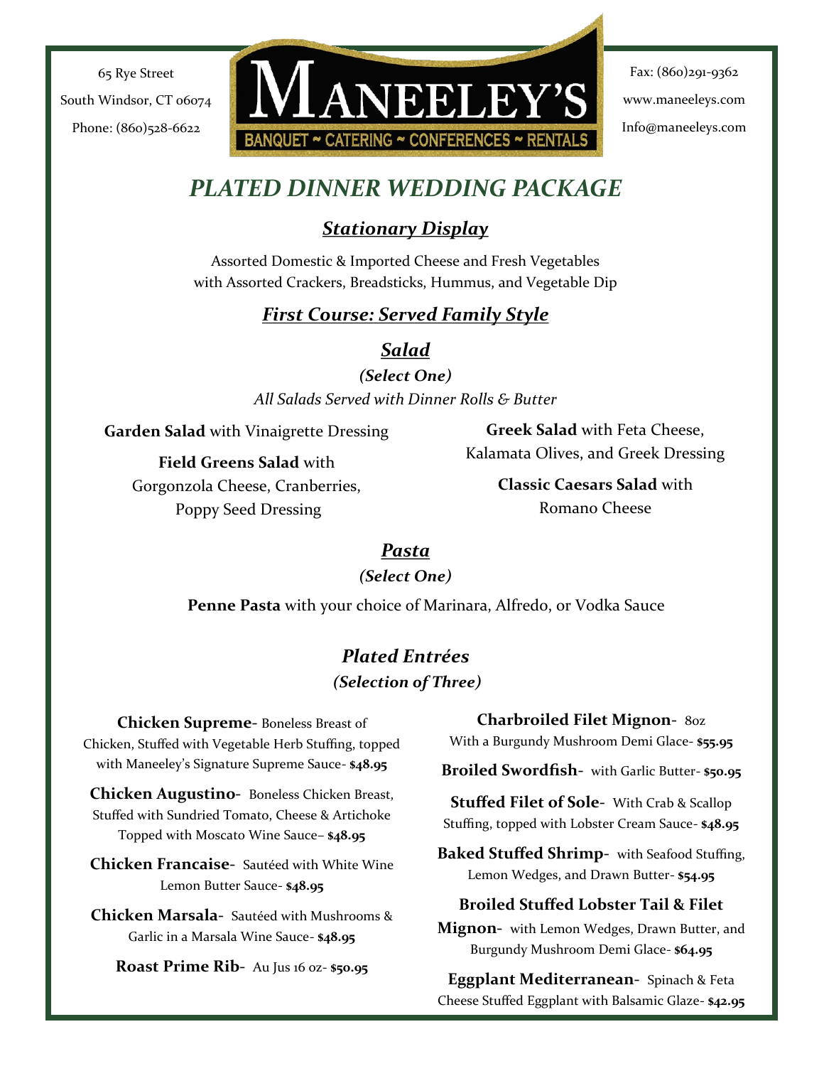65 Rye Street
South Windsor, CT 06074
Phone: (860)528-6622

# MANEELEY'S

BANQUET ~ CATERING ~ CONFERENCES ~ RENTALS

Fax: (860)291-9362
www.maneeleys.com
Info@maneeleys.com

# *PLATED DINNER WEDDING PACKAGE*

## *Stationary Display*

Assorted Domestic & Imported Cheese and Fresh Vegetables
with Assorted Crackers, Breadsticks, Hummus, and Vegetable Dip

## *First Course: Served Family Style*

### *Salad*

***(Select One)***

*All Salads Served with Dinner Rolls & Butter*

**Garden Salad** with Vinaigrette Dressing

**Field Greens Salad** with Gorgonzola Cheese, Cranberries, Poppy Seed Dressing

**Greek Salad** with Feta Cheese, Kalamata Olives, and Greek Dressing

**Classic Caesars Salad** with Romano Cheese

### *Pasta*

***(Select One)***

**Penne Pasta** with your choice of Marinara, Alfredo, or Vodka Sauce

## *Plated Entrées*

***(Selection of Three)***

**Chicken Supreme**- Boneless Breast of Chicken, Stuffed with Vegetable Herb Stuffing, topped with Maneeley's Signature Supreme Sauce- **$48.95**

**Chicken Augustino**- Boneless Chicken Breast, Stuffed with Sundried Tomato, Cheese & Artichoke Topped with Moscato Wine Sauce– **$48.95**

**Chicken Francaise**- Sautéed with White Wine Lemon Butter Sauce- **$48.95**

**Chicken Marsala**- Sautéed with Mushrooms & Garlic in a Marsala Wine Sauce- **$48.95**

**Roast Prime Rib**- Au Jus 16 oz- **$50.95**

**Charbroiled Filet Mignon**- 8oz With a Burgundy Mushroom Demi Glace- **$55.95**

**Broiled Swordfish**- with Garlic Butter- **$50.95**

**Stuffed Filet of Sole**- With Crab & Scallop Stuffing, topped with Lobster Cream Sauce- **$48.95**

**Baked Stuffed Shrimp**- with Seafood Stuffing, Lemon Wedges, and Drawn Butter- **$54.95**

**Broiled Stuffed Lobster Tail & Filet Mignon**- with Lemon Wedges, Drawn Butter, and Burgundy Mushroom Demi Glace- **$64.95**

**Eggplant Mediterranean**- Spinach & Feta Cheese Stuffed Eggplant with Balsamic Glaze- **$42.95**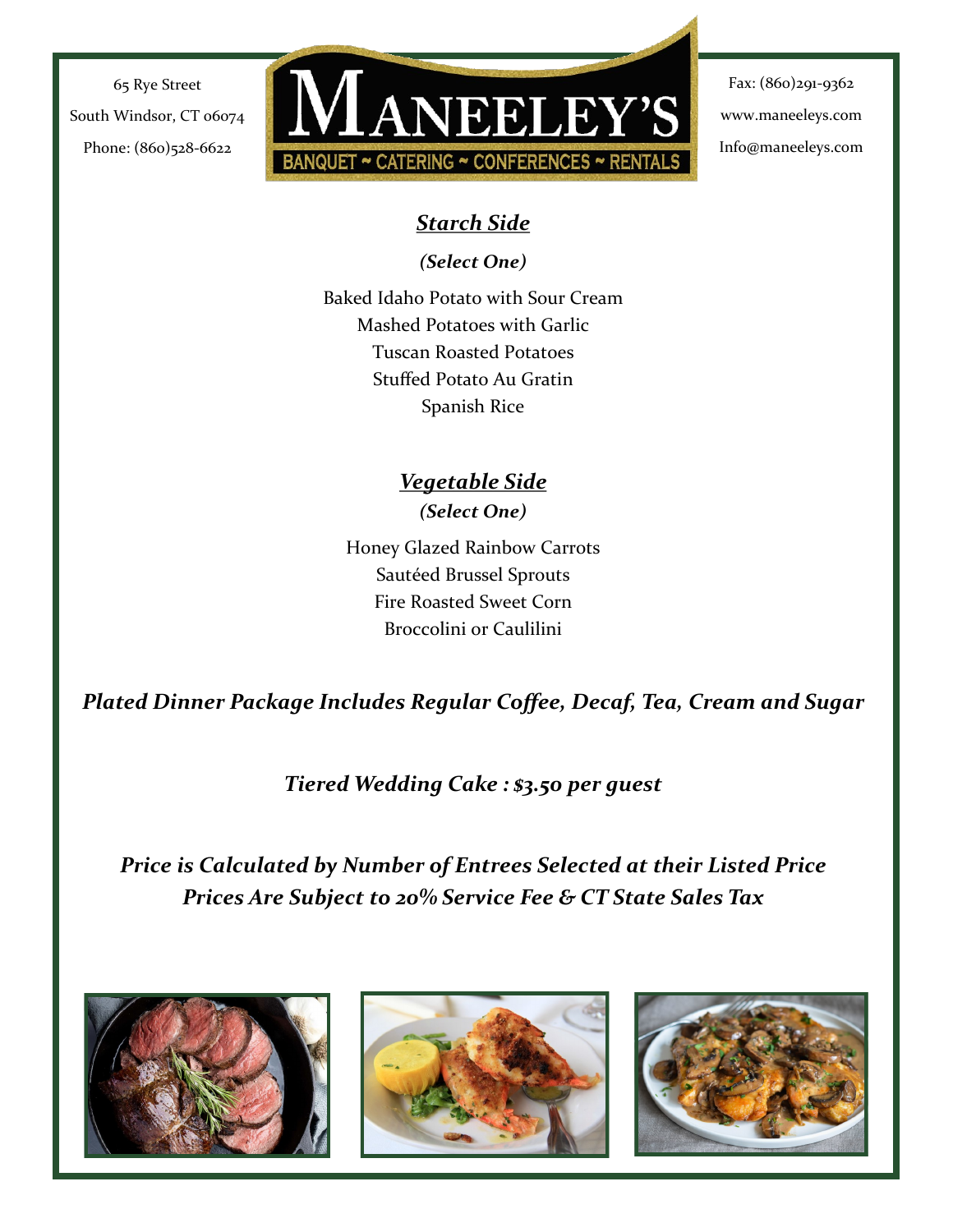65 Rye Street
South Windsor, CT 06074
Phone: (860)528-6622

# MANEELEY'S

BANQUET ~ CATERING ~ CONFERENCES ~ RENTALS

Fax: (860)291-9362
www.maneeleys.com
Info@maneeleys.com

## ***Starch Side***

***(Select One)***

Baked Idaho Potato with Sour Cream
Mashed Potatoes with Garlic
Tuscan Roasted Potatoes
Stuffed Potato Au Gratin
Spanish Rice

## ***Vegetable Side***

***(Select One)***

Honey Glazed Rainbow Carrots
Sautéed Brussel Sprouts
Fire Roasted Sweet Corn
Broccolini or Caulilini

***Plated Dinner Package Includes Regular Coffee, Decaf, Tea, Cream and Sugar***

***Tiered Wedding Cake : $3.50 per guest***

***Price is Calculated by Number of Entrees Selected at their Listed Price***
***Prices Are Subject to 20% Service Fee & CT State Sales Tax***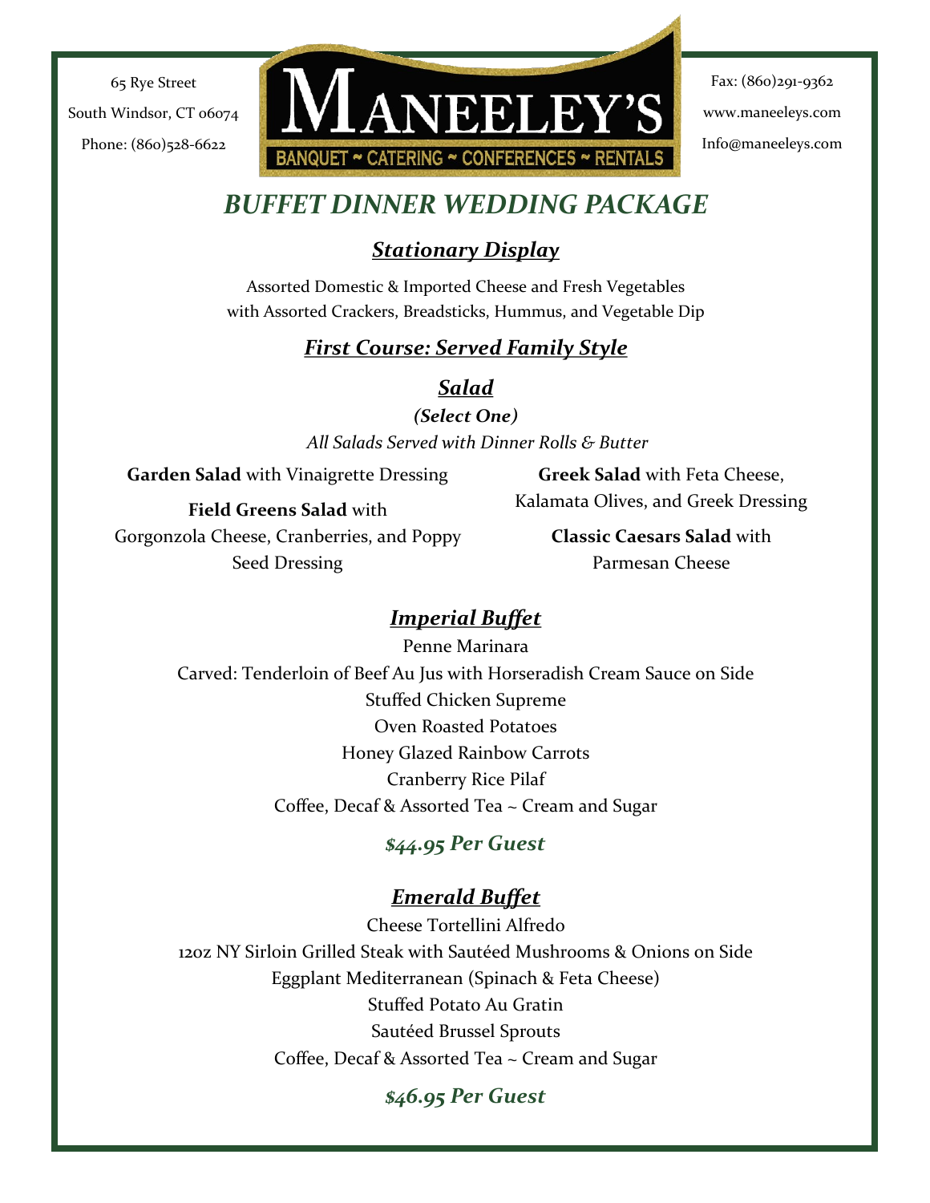65 Rye Street
South Windsor, CT 06074
Phone: (860)528-6622

# MANEELEY'S

BANQUET ~ CATERING ~ CONFERENCES ~ RENTALS

Fax: (860)291-9362
www.maneeleys.com
Info@maneeleys.com

# *BUFFET DINNER WEDDING PACKAGE*

## ***Stationary Display***

Assorted Domestic & Imported Cheese and Fresh Vegetables
with Assorted Crackers, Breadsticks, Hummus, and Vegetable Dip

## ***First Course: Served Family Style***

### ***Salad***

***(Select One)***

*All Salads Served with Dinner Rolls & Butter*

**Garden Salad** with Vinaigrette Dressing

**Field Greens Salad** with Gorgonzola Cheese, Cranberries, and Poppy Seed Dressing

**Greek Salad** with Feta Cheese, Kalamata Olives, and Greek Dressing

**Classic Caesars Salad** with Parmesan Cheese

## ***Imperial Buffet***

Penne Marinara
Carved: Tenderloin of Beef Au Jus with Horseradish Cream Sauce on Side
Stuffed Chicken Supreme
Oven Roasted Potatoes
Honey Glazed Rainbow Carrots
Cranberry Rice Pilaf
Coffee, Decaf & Assorted Tea ~ Cream and Sugar

***$44.95 Per Guest***

## ***Emerald Buffet***

Cheese Tortellini Alfredo
12oz NY Sirloin Grilled Steak with Sautéed Mushrooms & Onions on Side
Eggplant Mediterranean (Spinach & Feta Cheese)
Stuffed Potato Au Gratin
Sautéed Brussel Sprouts
Coffee, Decaf & Assorted Tea ~ Cream and Sugar

***$46.95 Per Guest***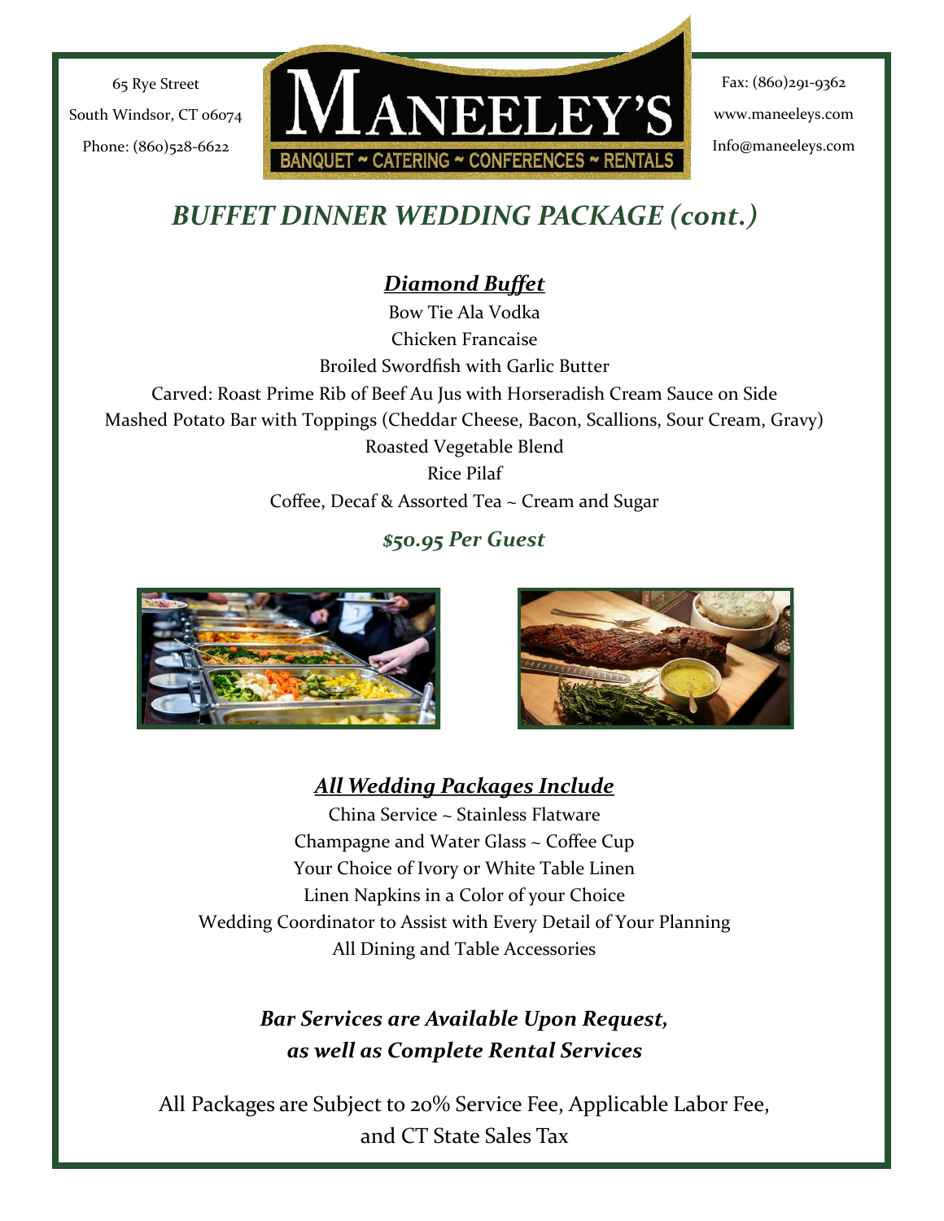65 Rye Street
South Windsor, CT 06074
Phone: (860)528-6622

MANEELEY'S
BANQUET ~ CATERING ~ CONFERENCES ~ RENTALS

Fax: (860)291-9362
www.maneeleys.com
Info@maneeleys.com

# *BUFFET DINNER WEDDING PACKAGE (cont.)*

## ***Diamond Buffet***

Bow Tie Ala Vodka
Chicken Francaise
Broiled Swordfish with Garlic Butter
Carved: Roast Prime Rib of Beef Au Jus with Horseradish Cream Sauce on Side
Mashed Potato Bar with Toppings (Cheddar Cheese, Bacon, Scallions, Sour Cream, Gravy)
Roasted Vegetable Blend
Rice Pilaf
Coffee, Decaf & Assorted Tea ~ Cream and Sugar

***$50.95 Per Guest***

## ***All Wedding Packages Include***

China Service ~ Stainless Flatware
Champagne and Water Glass ~ Coffee Cup
Your Choice of Ivory or White Table Linen
Linen Napkins in a Color of your Choice
Wedding Coordinator to Assist with Every Detail of Your Planning
All Dining and Table Accessories

***Bar Services are Available Upon Request, as well as Complete Rental Services***

All Packages are Subject to 20% Service Fee, Applicable Labor Fee, and CT State Sales Tax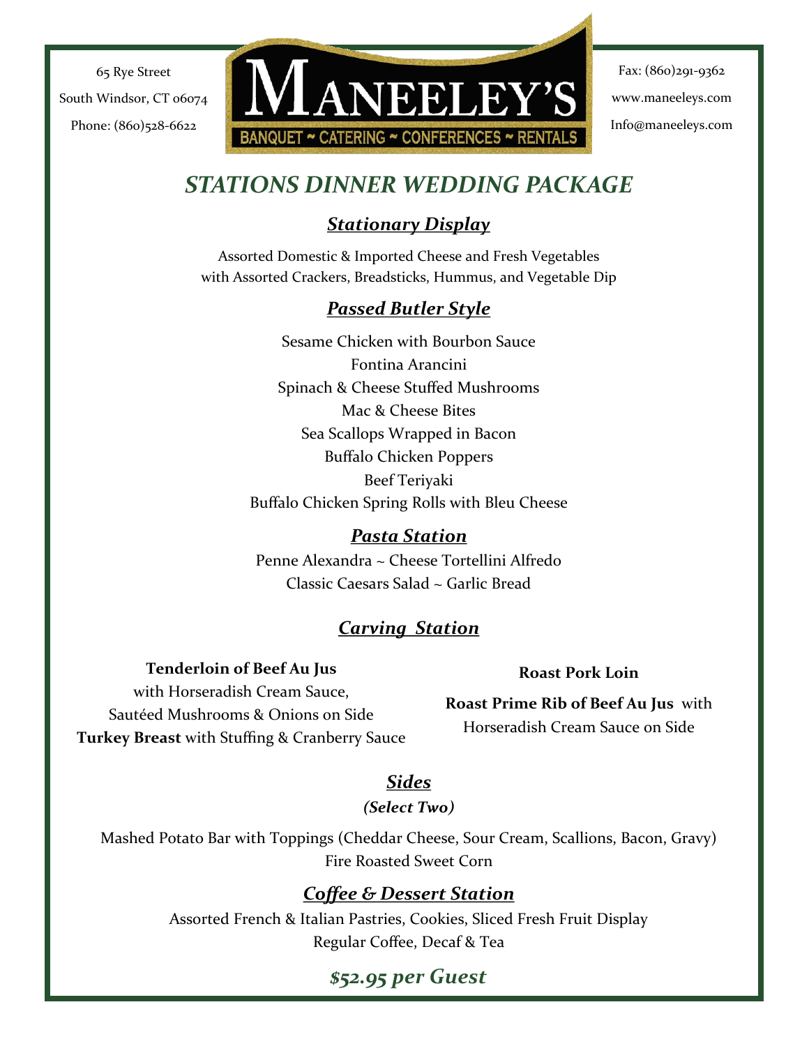65 Rye Street
South Windsor, CT 06074
Phone: (860)528-6622

# MANEELEY'S

BANQUET ~ CATERING ~ CONFERENCES ~ RENTALS

Fax: (860)291-9362
www.maneeleys.com
Info@maneeleys.com

## *STATIONS DINNER WEDDING PACKAGE*

### *Stationary Display*

Assorted Domestic & Imported Cheese and Fresh Vegetables
with Assorted Crackers, Breadsticks, Hummus, and Vegetable Dip

### *Passed Butler Style*

Sesame Chicken with Bourbon Sauce
Fontina Arancini
Spinach & Cheese Stuffed Mushrooms
Mac & Cheese Bites
Sea Scallops Wrapped in Bacon
Buffalo Chicken Poppers
Beef Teriyaki
Buffalo Chicken Spring Rolls with Bleu Cheese

### *Pasta Station*

Penne Alexandra ~ Cheese Tortellini Alfredo
Classic Caesars Salad ~ Garlic Bread

### *Carving Station*

**Tenderloin of Beef Au Jus** with Horseradish Cream Sauce, Sautéed Mushrooms & Onions on Side

**Turkey Breast** with Stuffing & Cranberry Sauce

**Roast Pork Loin**

**Roast Prime Rib of Beef Au Jus** with Horseradish Cream Sauce on Side

### *Sides*

***(Select Two)***

Mashed Potato Bar with Toppings (Cheddar Cheese, Sour Cream, Scallions, Bacon, Gravy)
Fire Roasted Sweet Corn

### *Coffee & Dessert Station*

Assorted French & Italian Pastries, Cookies, Sliced Fresh Fruit Display
Regular Coffee, Decaf & Tea

## *$52.95 per Guest*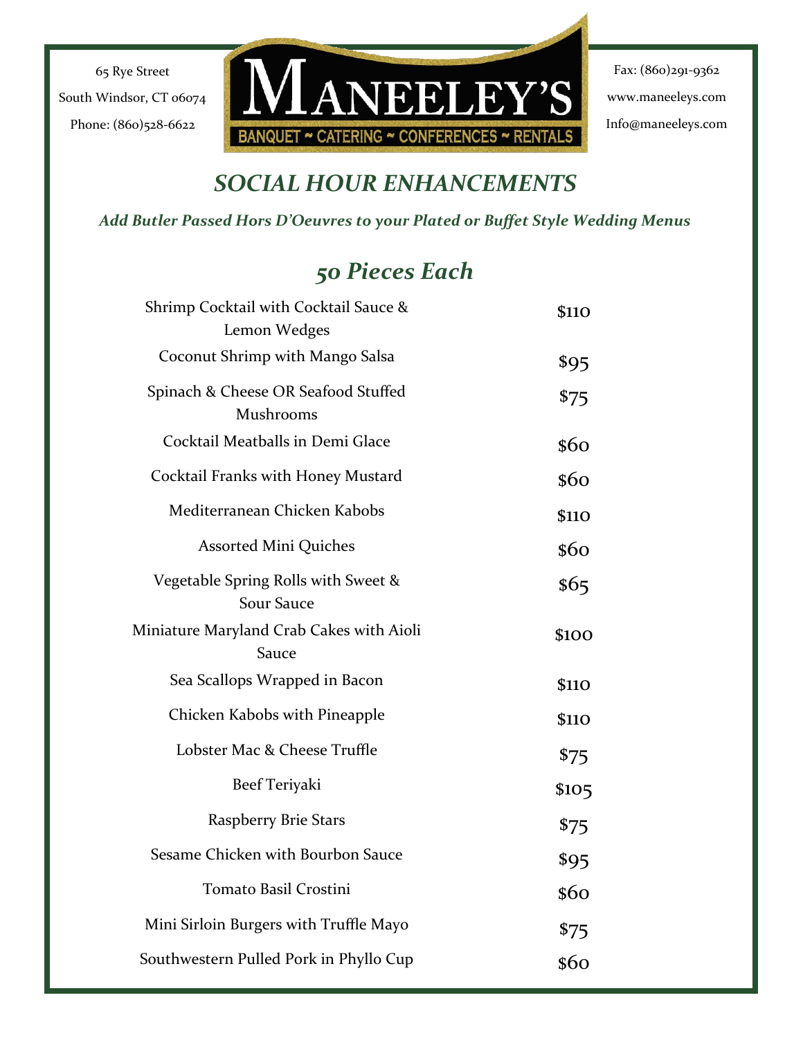65 Rye Street
South Windsor, CT 06074
Phone: (860)528-6622

# MANEELEY'S

BANQUET ~ CATERING ~ CONFERENCES ~ RENTALS

Fax: (860)291-9362
www.maneeleys.com
Info@maneeleys.com

## *SOCIAL HOUR ENHANCEMENTS*

***Add Butler Passed Hors D'Oeuvres to your Plated or Buffet Style Wedding Menus***

## *50 Pieces Each*

| Item | Price |
|---|---|
| Shrimp Cocktail with Cocktail Sauce & Lemon Wedges | $110 |
| Coconut Shrimp with Mango Salsa | $95 |
| Spinach & Cheese OR Seafood Stuffed Mushrooms | $75 |
| Cocktail Meatballs in Demi Glace | $60 |
| Cocktail Franks with Honey Mustard | $60 |
| Mediterranean Chicken Kabobs | $110 |
| Assorted Mini Quiches | $60 |
| Vegetable Spring Rolls with Sweet & Sour Sauce | $65 |
| Miniature Maryland Crab Cakes with Aioli Sauce | $100 |
| Sea Scallops Wrapped in Bacon | $110 |
| Chicken Kabobs with Pineapple | $110 |
| Lobster Mac & Cheese Truffle | $75 |
| Beef Teriyaki | $105 |
| Raspberry Brie Stars | $75 |
| Sesame Chicken with Bourbon Sauce | $95 |
| Tomato Basil Crostini | $60 |
| Mini Sirloin Burgers with Truffle Mayo | $75 |
| Southwestern Pulled Pork in Phyllo Cup | $60 |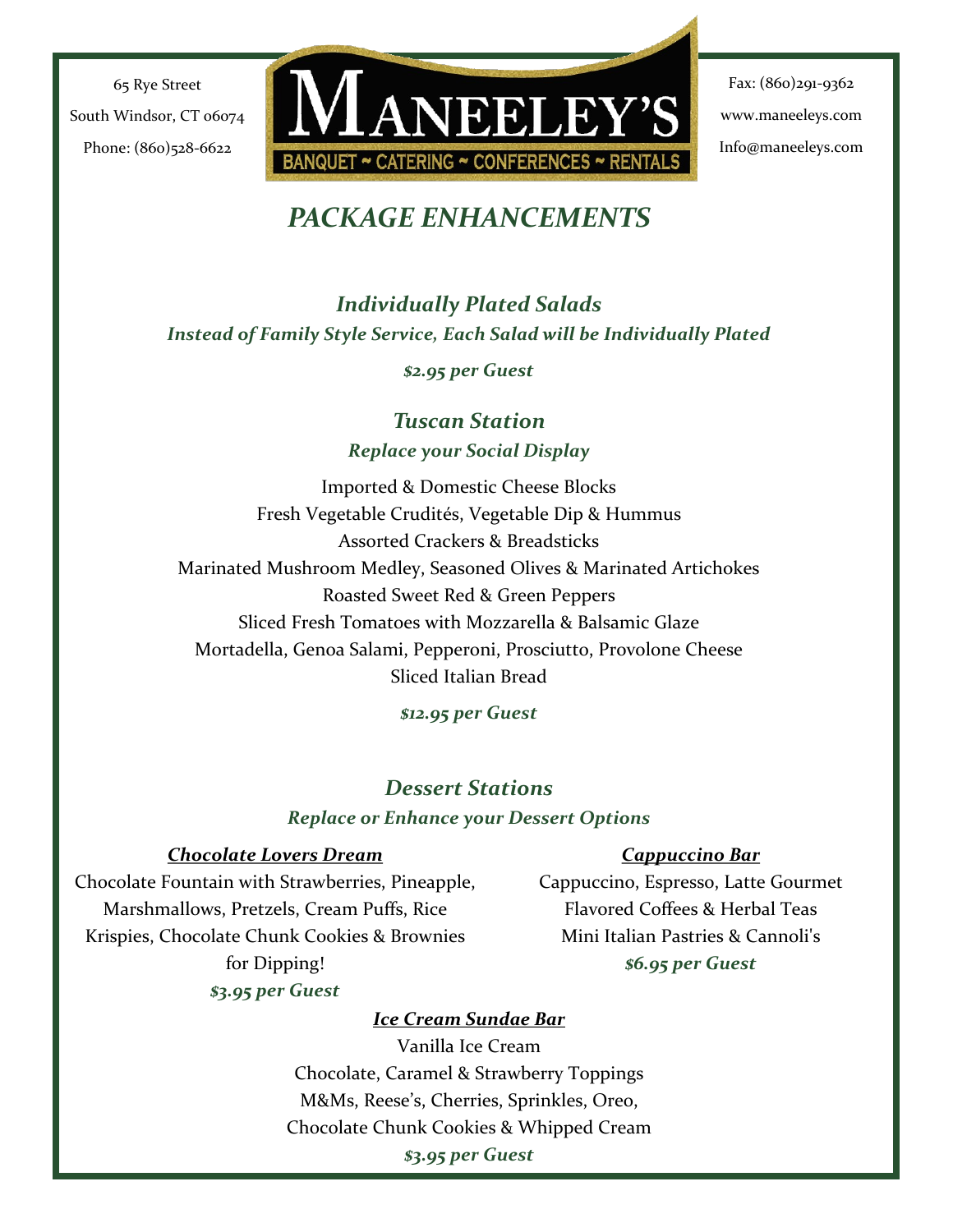65 Rye Street
South Windsor, CT 06074
Phone: (860)528-6622

# MANEELEY'S

BANQUET ~ CATERING ~ CONFERENCES ~ RENTALS

Fax: (860)291-9362
www.maneeleys.com
Info@maneeleys.com

## *PACKAGE ENHANCEMENTS*

### *Individually Plated Salads*

***Instead of Family Style Service, Each Salad will be Individually Plated***

***$2.95 per Guest***

### *Tuscan Station*

***Replace your Social Display***

Imported & Domestic Cheese Blocks
Fresh Vegetable Crudités, Vegetable Dip & Hummus
Assorted Crackers & Breadsticks
Marinated Mushroom Medley, Seasoned Olives & Marinated Artichokes
Roasted Sweet Red & Green Peppers
Sliced Fresh Tomatoes with Mozzarella & Balsamic Glaze
Mortadella, Genoa Salami, Pepperoni, Prosciutto, Provolone Cheese
Sliced Italian Bread

***$12.95 per Guest***

### *Dessert Stations*

***Replace or Enhance your Dessert Options***

***Chocolate Lovers Dream***

Chocolate Fountain with Strawberries, Pineapple, Marshmallows, Pretzels, Cream Puffs, Rice Krispies, Chocolate Chunk Cookies & Brownies for Dipping!

***$3.95 per Guest***

***Cappuccino Bar***

Cappuccino, Espresso, Latte Gourmet Flavored Coffees & Herbal Teas
Mini Italian Pastries & Cannoli's

***$6.95 per Guest***

***Ice Cream Sundae Bar***

Vanilla Ice Cream
Chocolate, Caramel & Strawberry Toppings
M&Ms, Reese's, Cherries, Sprinkles, Oreo,
Chocolate Chunk Cookies & Whipped Cream

***$3.95 per Guest***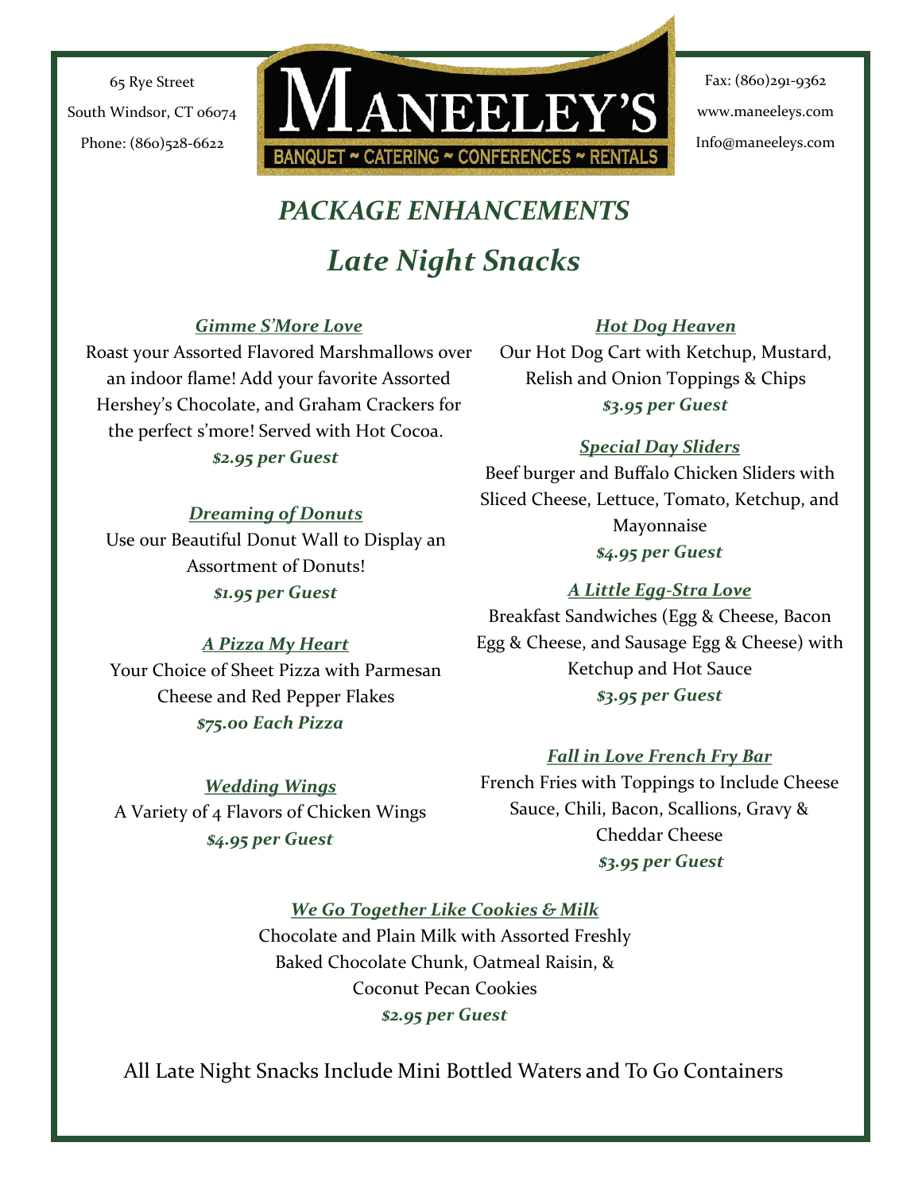65 Rye Street
South Windsor, CT 06074
Phone: (860)528-6622

# MANEELEY'S

BANQUET ~ CATERING ~ CONFERENCES ~ RENTALS

Fax: (860)291-9362
www.maneeleys.com
Info@maneeleys.com

## *PACKAGE ENHANCEMENTS*

## *Late Night Snacks*

### *Gimme S'More Love*

Roast your Assorted Flavored Marshmallows over an indoor flame! Add your favorite Assorted Hershey's Chocolate, and Graham Crackers for the perfect s'more! Served with Hot Cocoa.

***$2.95 per Guest***

### *Dreaming of Donuts*

Use our Beautiful Donut Wall to Display an Assortment of Donuts!

***$1.95 per Guest***

### *A Pizza My Heart*

Your Choice of Sheet Pizza with Parmesan Cheese and Red Pepper Flakes

***$75.00 Each Pizza***

### *Wedding Wings*

A Variety of 4 Flavors of Chicken Wings

***$4.95 per Guest***

### *Hot Dog Heaven*

Our Hot Dog Cart with Ketchup, Mustard, Relish and Onion Toppings & Chips

***$3.95 per Guest***

### *Special Day Sliders*

Beef burger and Buffalo Chicken Sliders with Sliced Cheese, Lettuce, Tomato, Ketchup, and Mayonnaise

***$4.95 per Guest***

### *A Little Egg-Stra Love*

Breakfast Sandwiches (Egg & Cheese, Bacon Egg & Cheese, and Sausage Egg & Cheese) with Ketchup and Hot Sauce

***$3.95 per Guest***

### *Fall in Love French Fry Bar*

French Fries with Toppings to Include Cheese Sauce, Chili, Bacon, Scallions, Gravy & Cheddar Cheese

***$3.95 per Guest***

### *We Go Together Like Cookies & Milk*

Chocolate and Plain Milk with Assorted Freshly Baked Chocolate Chunk, Oatmeal Raisin, & Coconut Pecan Cookies

***$2.95 per Guest***

All Late Night Snacks Include Mini Bottled Waters and To Go Containers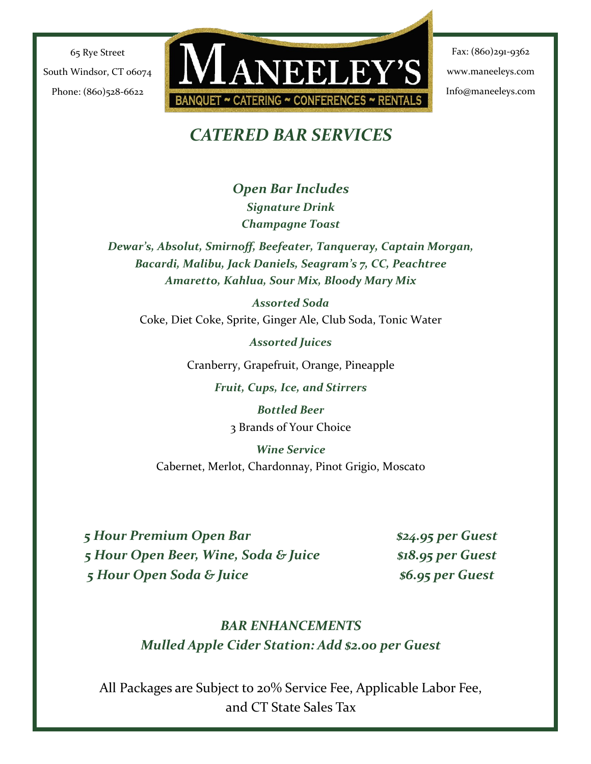65 Rye Street
South Windsor, CT 06074
Phone: (860)528-6622

MANEELEY'S
BANQUET ~ CATERING ~ CONFERENCES ~ RENTALS

Fax: (860)291-9362
www.maneeleys.com
Info@maneeleys.com

# *CATERED BAR SERVICES*

***Open Bar Includes***
***Signature Drink***
***Champagne Toast***

***Dewar's, Absolut, Smirnoff, Beefeater, Tanqueray, Captain Morgan, Bacardi, Malibu, Jack Daniels, Seagram's 7, CC, Peachtree Amaretto, Kahlua, Sour Mix, Bloody Mary Mix***

***Assorted Soda***
Coke, Diet Coke, Sprite, Ginger Ale, Club Soda, Tonic Water

***Assorted Juices***
Cranberry, Grapefruit, Orange, Pineapple

***Fruit, Cups, Ice, and Stirrers***

***Bottled Beer***
3 Brands of Your Choice

***Wine Service***
Cabernet, Merlot, Chardonnay, Pinot Grigio, Moscato

| | |
|---|---|
| ***5 Hour Premium Open Bar*** | ***$24.95 per Guest*** |
| ***5 Hour Open Beer, Wine, Soda & Juice*** | ***$18.95 per Guest*** |
| ***5 Hour Open Soda & Juice*** | ***$6.95 per Guest*** |

***BAR ENHANCEMENTS***
***Mulled Apple Cider Station: Add $2.00 per Guest***

All Packages are Subject to 20% Service Fee, Applicable Labor Fee, and CT State Sales Tax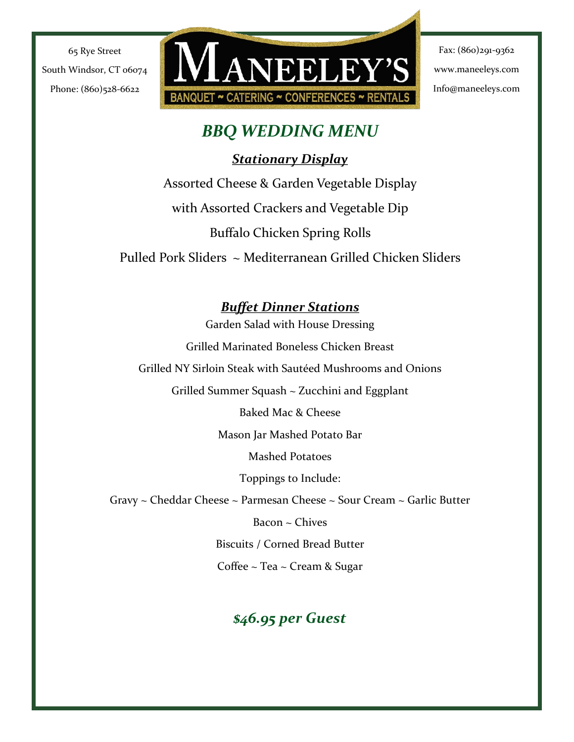65 Rye Street
South Windsor, CT 06074
Phone: (860)528-6622

**MANEELEY'S**
BANQUET ~ CATERING ~ CONFERENCES ~ RENTALS

Fax: (860)291-9362
www.maneeleys.com
Info@maneeleys.com

# *BBQ WEDDING MENU*

## ***Stationary Display***

Assorted Cheese & Garden Vegetable Display

with Assorted Crackers and Vegetable Dip

Buffalo Chicken Spring Rolls

Pulled Pork Sliders ~ Mediterranean Grilled Chicken Sliders

## ***Buffet Dinner Stations***

Garden Salad with House Dressing

Grilled Marinated Boneless Chicken Breast

Grilled NY Sirloin Steak with Sautéed Mushrooms and Onions

Grilled Summer Squash ~ Zucchini and Eggplant

Baked Mac & Cheese

Mason Jar Mashed Potato Bar

Mashed Potatoes

Toppings to Include:

Gravy ~ Cheddar Cheese ~ Parmesan Cheese ~ Sour Cream ~ Garlic Butter

Bacon ~ Chives

Biscuits / Corned Bread Butter

Coffee ~ Tea ~ Cream & Sugar

## *$46.95 per Guest*